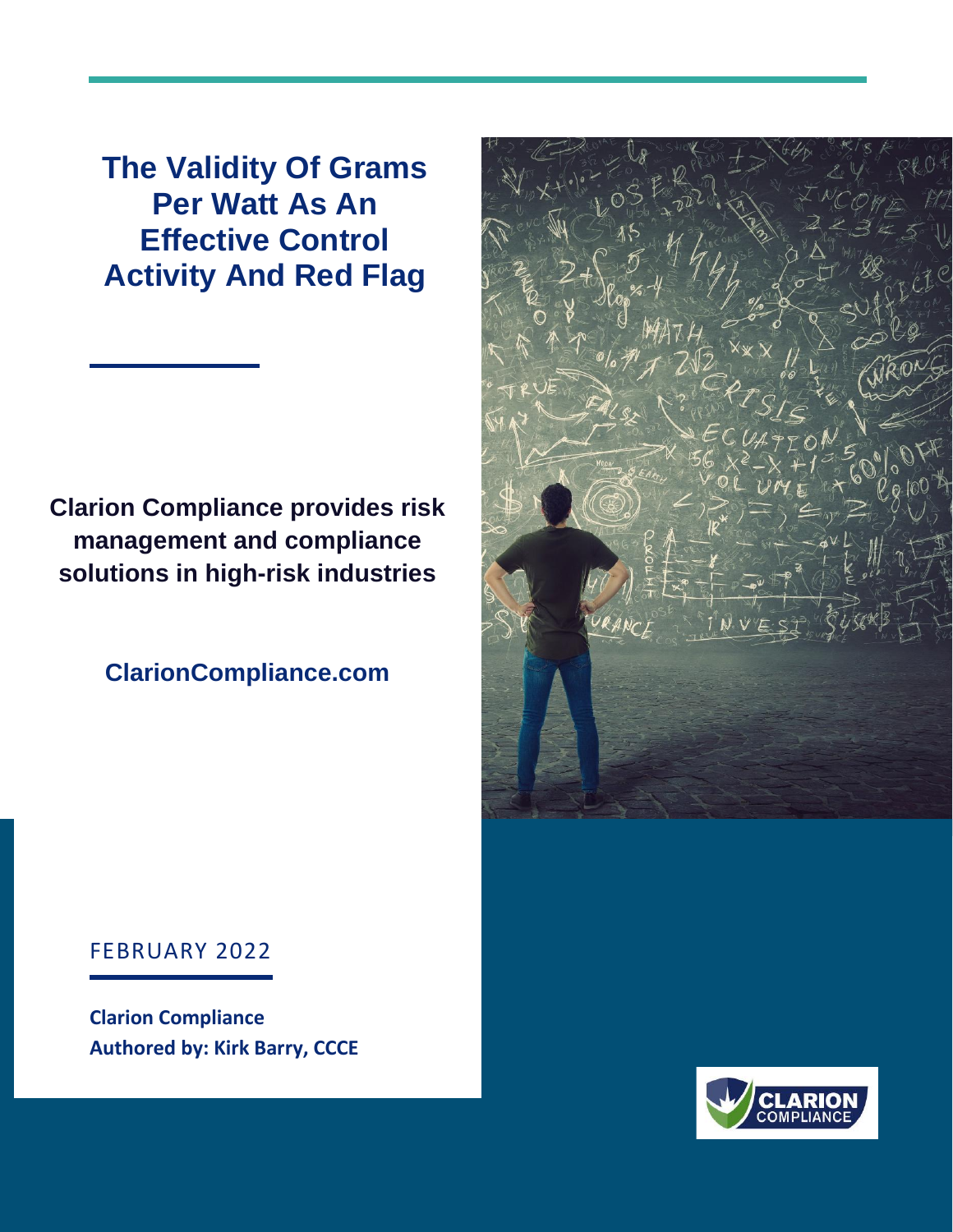# The Validity Of Grams Per Watt As An Effective Control Activity And Red Flag

**Clarion Compliance provides risk management and compliance solutions in high-risk industries**

**ClarionCompliance.com**

FEBRUARY 2022

**Clarion Compliance**
**Authored by: Kirk Barry, CCCE**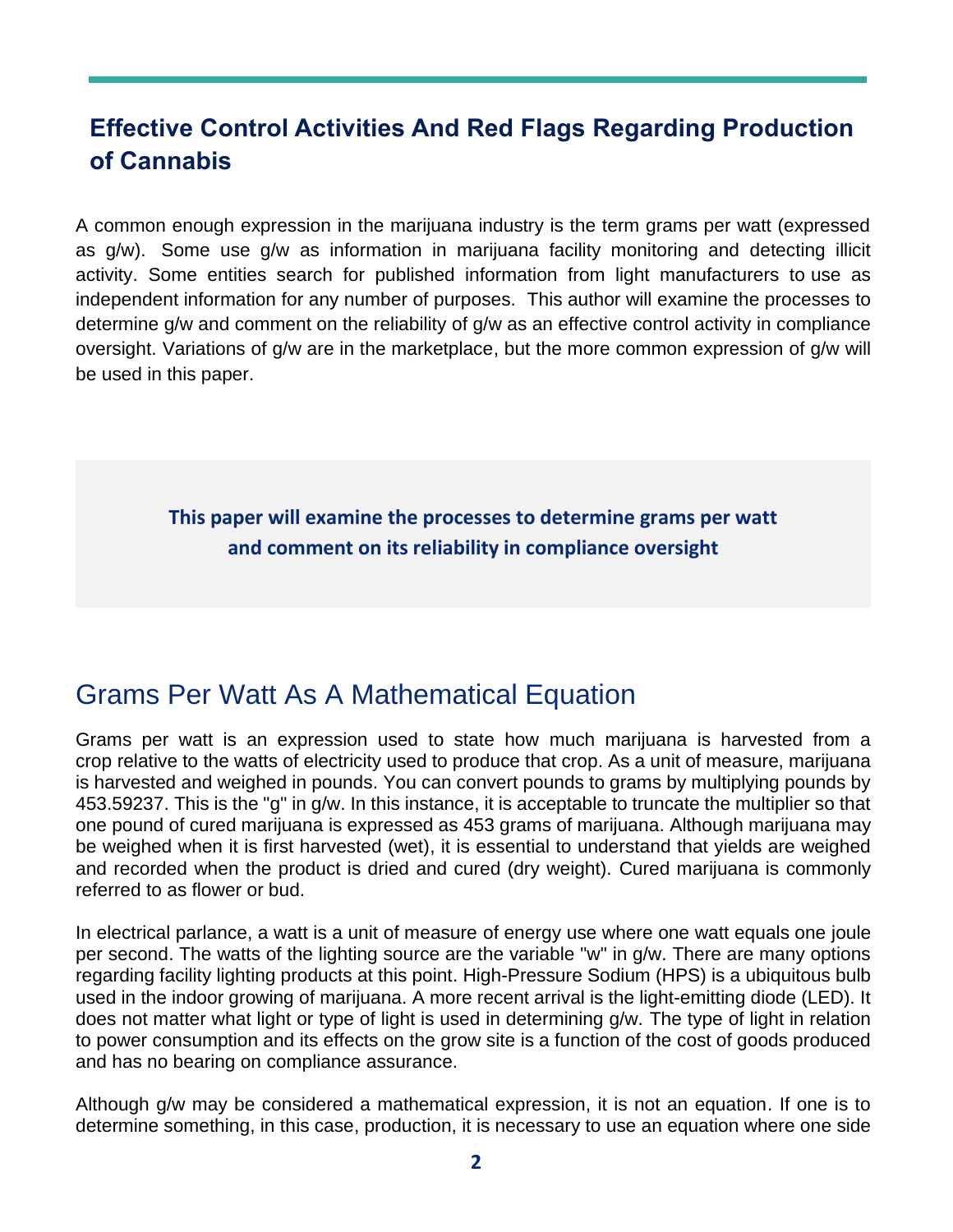## Effective Control Activities And Red Flags Regarding Production of Cannabis

A common enough expression in the marijuana industry is the term grams per watt (expressed as g/w). Some use g/w as information in marijuana facility monitoring and detecting illicit activity. Some entities search for published information from light manufacturers to use as independent information for any number of purposes. This author will examine the processes to determine g/w and comment on the reliability of g/w as an effective control activity in compliance oversight. Variations of g/w are in the marketplace, but the more common expression of g/w will be used in this paper.

**This paper will examine the processes to determine grams per watt and comment on its reliability in compliance oversight**

# Grams Per Watt As A Mathematical Equation

Grams per watt is an expression used to state how much marijuana is harvested from a crop relative to the watts of electricity used to produce that crop. As a unit of measure, marijuana is harvested and weighed in pounds. You can convert pounds to grams by multiplying pounds by 453.59237. This is the "g" in g/w. In this instance, it is acceptable to truncate the multiplier so that one pound of cured marijuana is expressed as 453 grams of marijuana. Although marijuana may be weighed when it is first harvested (wet), it is essential to understand that yields are weighed and recorded when the product is dried and cured (dry weight). Cured marijuana is commonly referred to as flower or bud.

In electrical parlance, a watt is a unit of measure of energy use where one watt equals one joule per second. The watts of the lighting source are the variable "w" in g/w. There are many options regarding facility lighting products at this point. High-Pressure Sodium (HPS) is a ubiquitous bulb used in the indoor growing of marijuana. A more recent arrival is the light-emitting diode (LED). It does not matter what light or type of light is used in determining g/w. The type of light in relation to power consumption and its effects on the grow site is a function of the cost of goods produced and has no bearing on compliance assurance.

Although g/w may be considered a mathematical expression, it is not an equation. If one is to determine something, in this case, production, it is necessary to use an equation where one side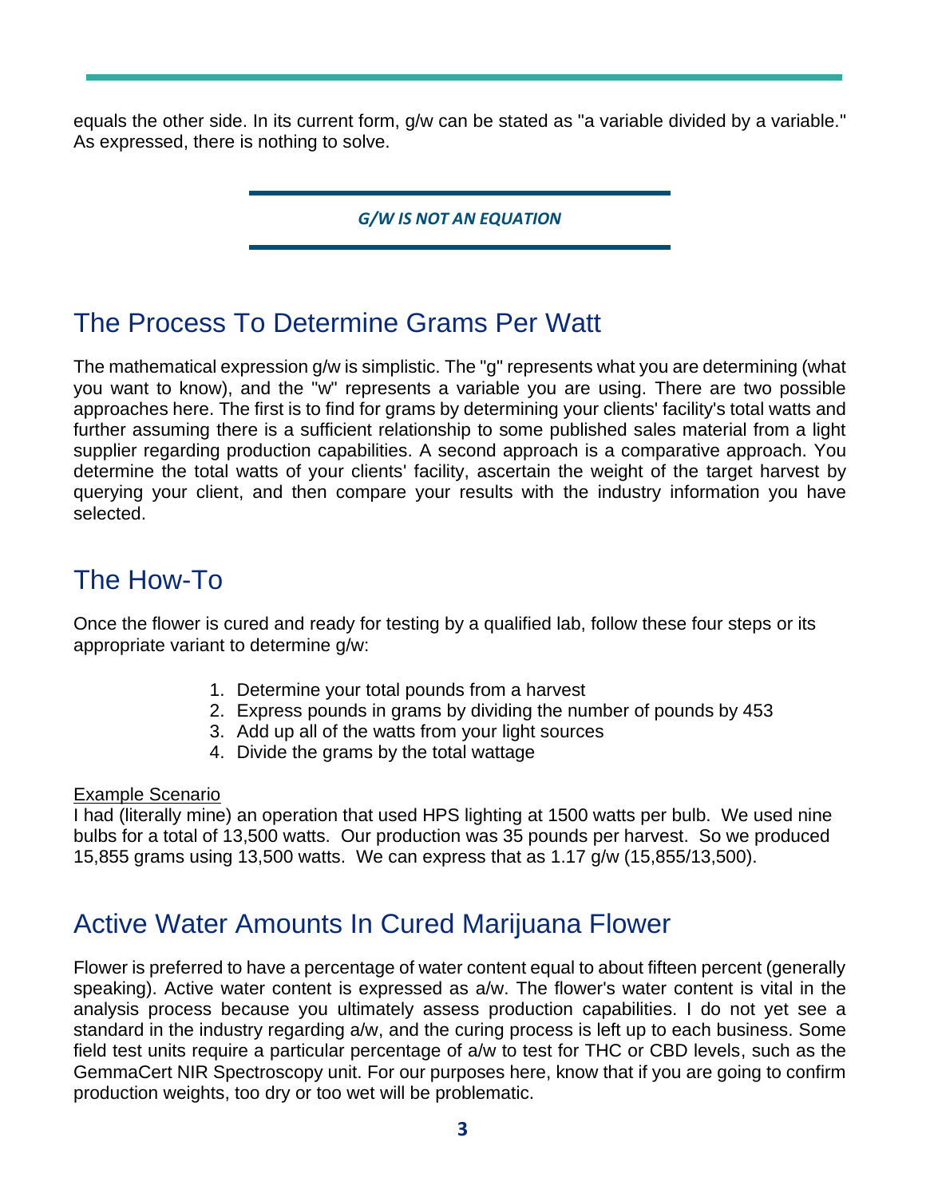equals the other side. In its current form, g/w can be stated as "a variable divided by a variable." As expressed, there is nothing to solve.

***G/W IS NOT AN EQUATION***

## The Process To Determine Grams Per Watt

The mathematical expression g/w is simplistic. The "g" represents what you are determining (what you want to know), and the "w" represents a variable you are using. There are two possible approaches here. The first is to find for grams by determining your clients' facility's total watts and further assuming there is a sufficient relationship to some published sales material from a light supplier regarding production capabilities. A second approach is a comparative approach. You determine the total watts of your clients' facility, ascertain the weight of the target harvest by querying your client, and then compare your results with the industry information you have selected.

## The How-To

Once the flower is cured and ready for testing by a qualified lab, follow these four steps or its appropriate variant to determine g/w:

1. Determine your total pounds from a harvest
2. Express pounds in grams by dividing the number of pounds by 453
3. Add up all of the watts from your light sources
4. Divide the grams by the total wattage

<u>Example Scenario</u>
I had (literally mine) an operation that used HPS lighting at 1500 watts per bulb. We used nine bulbs for a total of 13,500 watts. Our production was 35 pounds per harvest. So we produced 15,855 grams using 13,500 watts. We can express that as 1.17 g/w (15,855/13,500).

## Active Water Amounts In Cured Marijuana Flower

Flower is preferred to have a percentage of water content equal to about fifteen percent (generally speaking). Active water content is expressed as a/w. The flower's water content is vital in the analysis process because you ultimately assess production capabilities. I do not yet see a standard in the industry regarding a/w, and the curing process is left up to each business. Some field test units require a particular percentage of a/w to test for THC or CBD levels, such as the GemmaCert NIR Spectroscopy unit. For our purposes here, know that if you are going to confirm production weights, too dry or too wet will be problematic.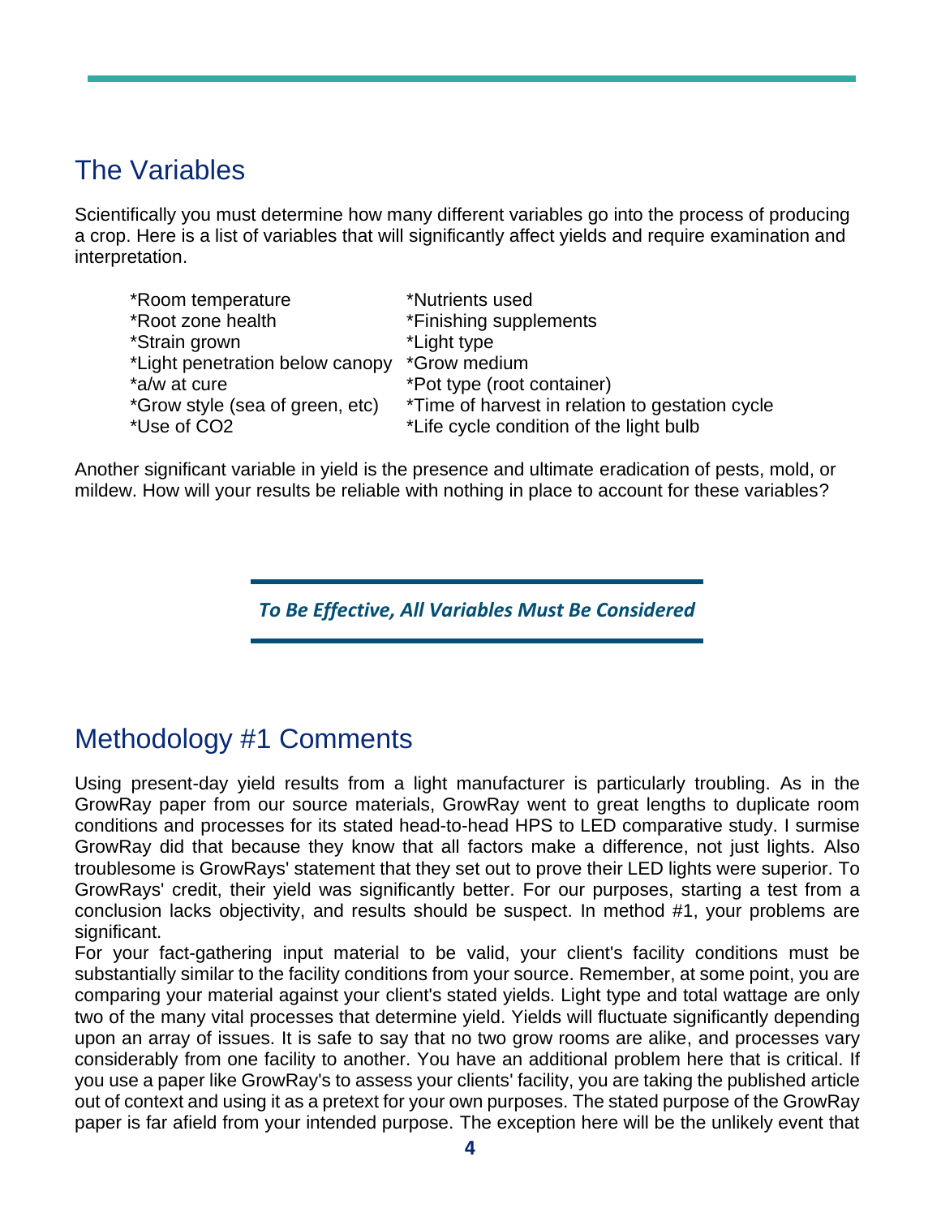## The Variables

Scientifically you must determine how many different variables go into the process of producing a crop. Here is a list of variables that will significantly affect yields and require examination and interpretation.

*Room temperature
*Root zone health
*Strain grown
*Light penetration below canopy
*a/w at cure
*Grow style (sea of green, etc)
*Use of CO2
*Nutrients used
*Finishing supplements
*Light type
*Grow medium
*Pot type (root container)
*Time of harvest in relation to gestation cycle
*Life cycle condition of the light bulb

Another significant variable in yield is the presence and ultimate eradication of pests, mold, or mildew. How will your results be reliable with nothing in place to account for these variables?

***To Be Effective, All Variables Must Be Considered***

## Methodology #1 Comments

Using present-day yield results from a light manufacturer is particularly troubling. As in the GrowRay paper from our source materials, GrowRay went to great lengths to duplicate room conditions and processes for its stated head-to-head HPS to LED comparative study. I surmise GrowRay did that because they know that all factors make a difference, not just lights. Also troublesome is GrowRays' statement that they set out to prove their LED lights were superior. To GrowRays' credit, their yield was significantly better. For our purposes, starting a test from a conclusion lacks objectivity, and results should be suspect. In method #1, your problems are significant.

For your fact-gathering input material to be valid, your client's facility conditions must be substantially similar to the facility conditions from your source. Remember, at some point, you are comparing your material against your client's stated yields. Light type and total wattage are only two of the many vital processes that determine yield. Yields will fluctuate significantly depending upon an array of issues. It is safe to say that no two grow rooms are alike, and processes vary considerably from one facility to another. You have an additional problem here that is critical. If you use a paper like GrowRay's to assess your clients' facility, you are taking the published article out of context and using it as a pretext for your own purposes. The stated purpose of the GrowRay paper is far afield from your intended purpose. The exception here will be the unlikely event that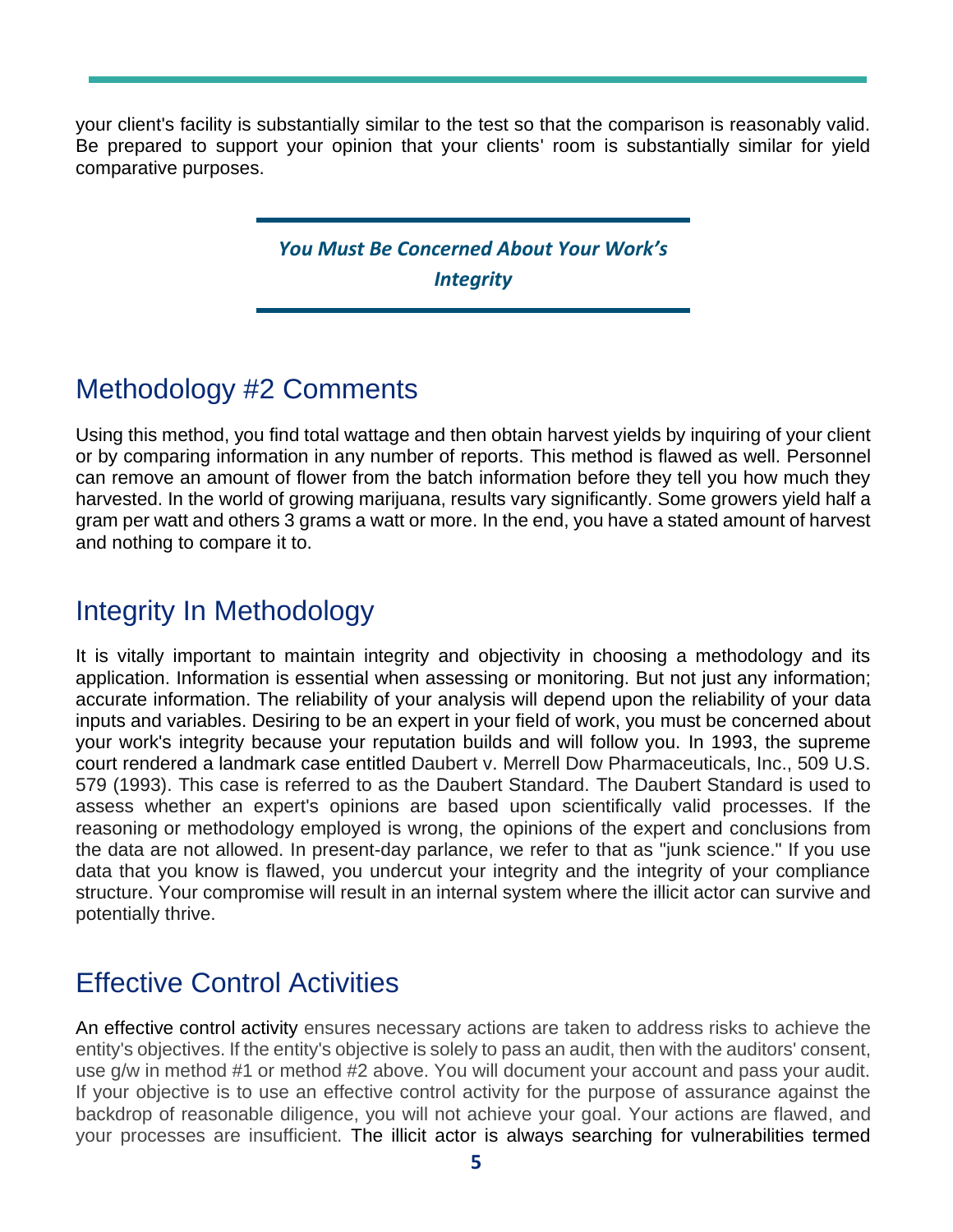your client's facility is substantially similar to the test so that the comparison is reasonably valid. Be prepared to support your opinion that your clients' room is substantially similar for yield comparative purposes.

> ***You Must Be Concerned About Your Work's Integrity***

## Methodology #2 Comments

Using this method, you find total wattage and then obtain harvest yields by inquiring of your client or by comparing information in any number of reports. This method is flawed as well. Personnel can remove an amount of flower from the batch information before they tell you how much they harvested. In the world of growing marijuana, results vary significantly. Some growers yield half a gram per watt and others 3 grams a watt or more. In the end, you have a stated amount of harvest and nothing to compare it to.

## Integrity In Methodology

It is vitally important to maintain integrity and objectivity in choosing a methodology and its application. Information is essential when assessing or monitoring. But not just any information; accurate information. The reliability of your analysis will depend upon the reliability of your data inputs and variables. Desiring to be an expert in your field of work, you must be concerned about your work's integrity because your reputation builds and will follow you. In 1993, the supreme court rendered a landmark case entitled Daubert v. Merrell Dow Pharmaceuticals, Inc., 509 U.S. 579 (1993). This case is referred to as the Daubert Standard. The Daubert Standard is used to assess whether an expert's opinions are based upon scientifically valid processes. If the reasoning or methodology employed is wrong, the opinions of the expert and conclusions from the data are not allowed. In present-day parlance, we refer to that as "junk science." If you use data that you know is flawed, you undercut your integrity and the integrity of your compliance structure. Your compromise will result in an internal system where the illicit actor can survive and potentially thrive.

## Effective Control Activities

An effective control activity ensures necessary actions are taken to address risks to achieve the entity's objectives. If the entity's objective is solely to pass an audit, then with the auditors' consent, use g/w in method #1 or method #2 above. You will document your account and pass your audit. If your objective is to use an effective control activity for the purpose of assurance against the backdrop of reasonable diligence, you will not achieve your goal. Your actions are flawed, and your processes are insufficient. The illicit actor is always searching for vulnerabilities termed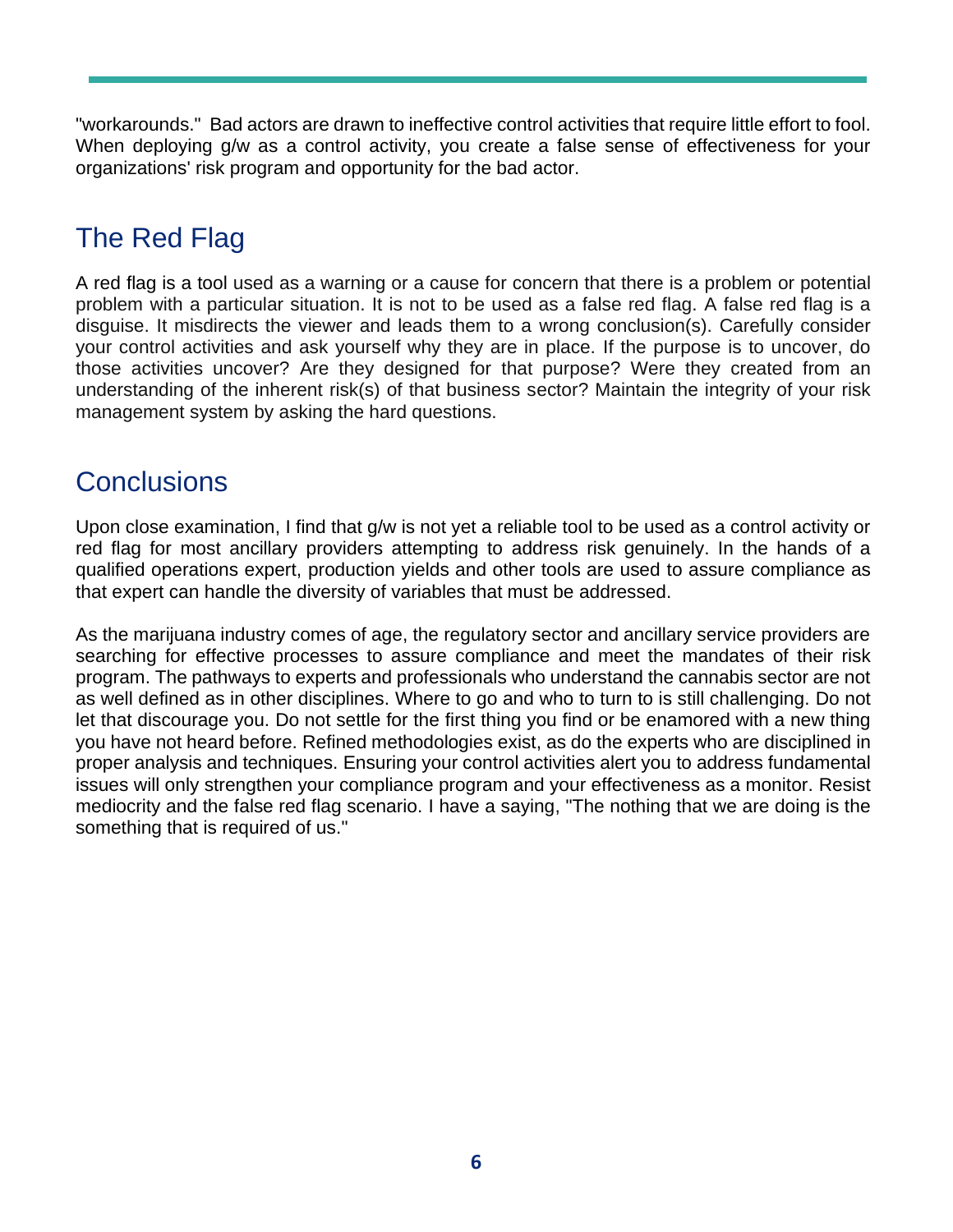"workarounds." Bad actors are drawn to ineffective control activities that require little effort to fool. When deploying g/w as a control activity, you create a false sense of effectiveness for your organizations' risk program and opportunity for the bad actor.

## The Red Flag

A red flag is a tool used as a warning or a cause for concern that there is a problem or potential problem with a particular situation. It is not to be used as a false red flag. A false red flag is a disguise. It misdirects the viewer and leads them to a wrong conclusion(s). Carefully consider your control activities and ask yourself why they are in place. If the purpose is to uncover, do those activities uncover? Are they designed for that purpose? Were they created from an understanding of the inherent risk(s) of that business sector? Maintain the integrity of your risk management system by asking the hard questions.

## Conclusions

Upon close examination, I find that g/w is not yet a reliable tool to be used as a control activity or red flag for most ancillary providers attempting to address risk genuinely. In the hands of a qualified operations expert, production yields and other tools are used to assure compliance as that expert can handle the diversity of variables that must be addressed.

As the marijuana industry comes of age, the regulatory sector and ancillary service providers are searching for effective processes to assure compliance and meet the mandates of their risk program. The pathways to experts and professionals who understand the cannabis sector are not as well defined as in other disciplines. Where to go and who to turn to is still challenging. Do not let that discourage you. Do not settle for the first thing you find or be enamored with a new thing you have not heard before. Refined methodologies exist, as do the experts who are disciplined in proper analysis and techniques. Ensuring your control activities alert you to address fundamental issues will only strengthen your compliance program and your effectiveness as a monitor. Resist mediocrity and the false red flag scenario. I have a saying, "The nothing that we are doing is the something that is required of us."